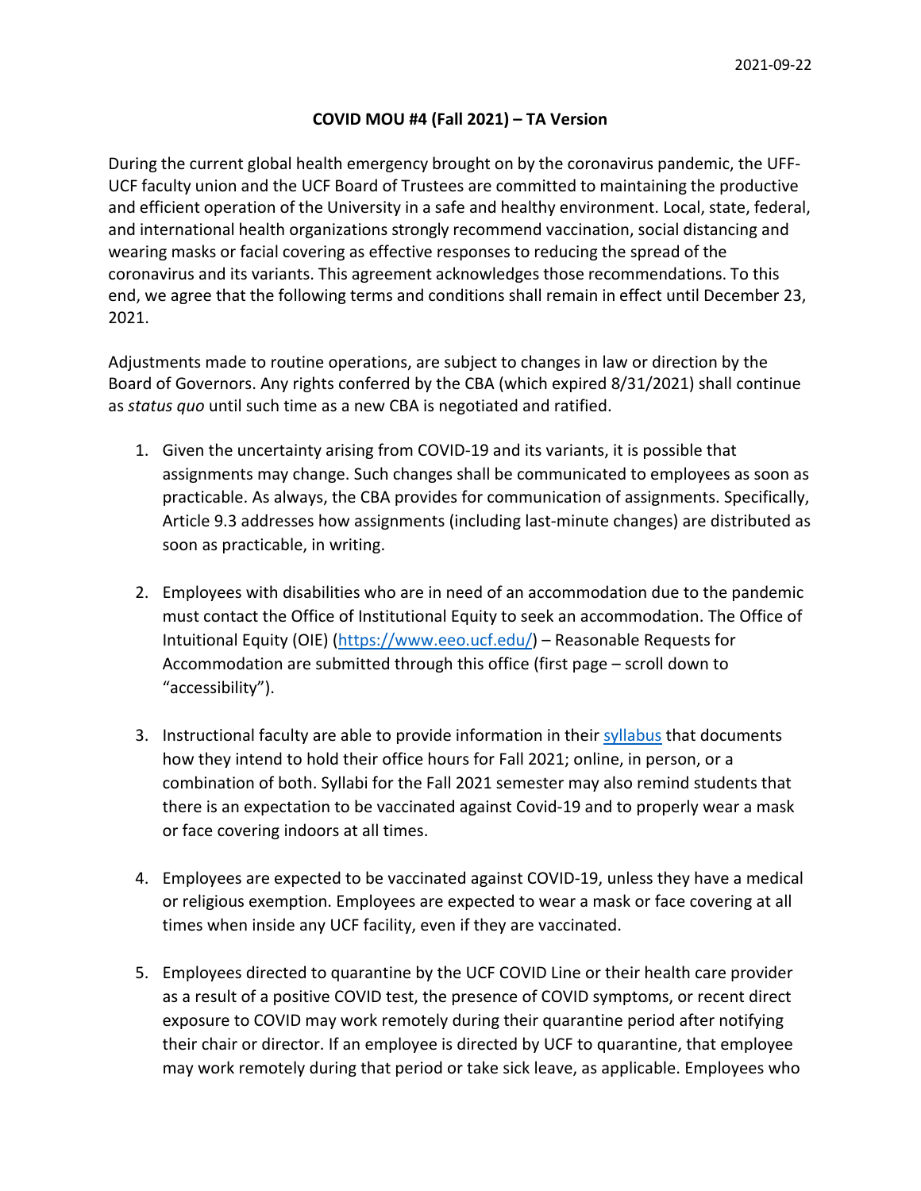2021-09-22

# COVID MOU #4 (Fall 2021) – TA Version

During the current global health emergency brought on by the coronavirus pandemic, the UFF-UCF faculty union and the UCF Board of Trustees are committed to maintaining the productive and efficient operation of the University in a safe and healthy environment. Local, state, federal, and international health organizations strongly recommend vaccination, social distancing and wearing masks or facial covering as effective responses to reducing the spread of the coronavirus and its variants. This agreement acknowledges those recommendations. To this end, we agree that the following terms and conditions shall remain in effect until December 23, 2021.

Adjustments made to routine operations, are subject to changes in law or direction by the Board of Governors. Any rights conferred by the CBA (which expired 8/31/2021) shall continue as *status quo* until such time as a new CBA is negotiated and ratified.

1. Given the uncertainty arising from COVID-19 and its variants, it is possible that assignments may change. Such changes shall be communicated to employees as soon as practicable. As always, the CBA provides for communication of assignments. Specifically, Article 9.3 addresses how assignments (including last-minute changes) are distributed as soon as practicable, in writing.

2. Employees with disabilities who are in need of an accommodation due to the pandemic must contact the Office of Institutional Equity to seek an accommodation. The Office of Intuitional Equity (OIE) (https://www.eeo.ucf.edu/) – Reasonable Requests for Accommodation are submitted through this office (first page – scroll down to "accessibility").

3. Instructional faculty are able to provide information in their syllabus that documents how they intend to hold their office hours for Fall 2021; online, in person, or a combination of both. Syllabi for the Fall 2021 semester may also remind students that there is an expectation to be vaccinated against Covid-19 and to properly wear a mask or face covering indoors at all times.

4. Employees are expected to be vaccinated against COVID-19, unless they have a medical or religious exemption. Employees are expected to wear a mask or face covering at all times when inside any UCF facility, even if they are vaccinated.

5. Employees directed to quarantine by the UCF COVID Line or their health care provider as a result of a positive COVID test, the presence of COVID symptoms, or recent direct exposure to COVID may work remotely during their quarantine period after notifying their chair or director. If an employee is directed by UCF to quarantine, that employee may work remotely during that period or take sick leave, as applicable. Employees who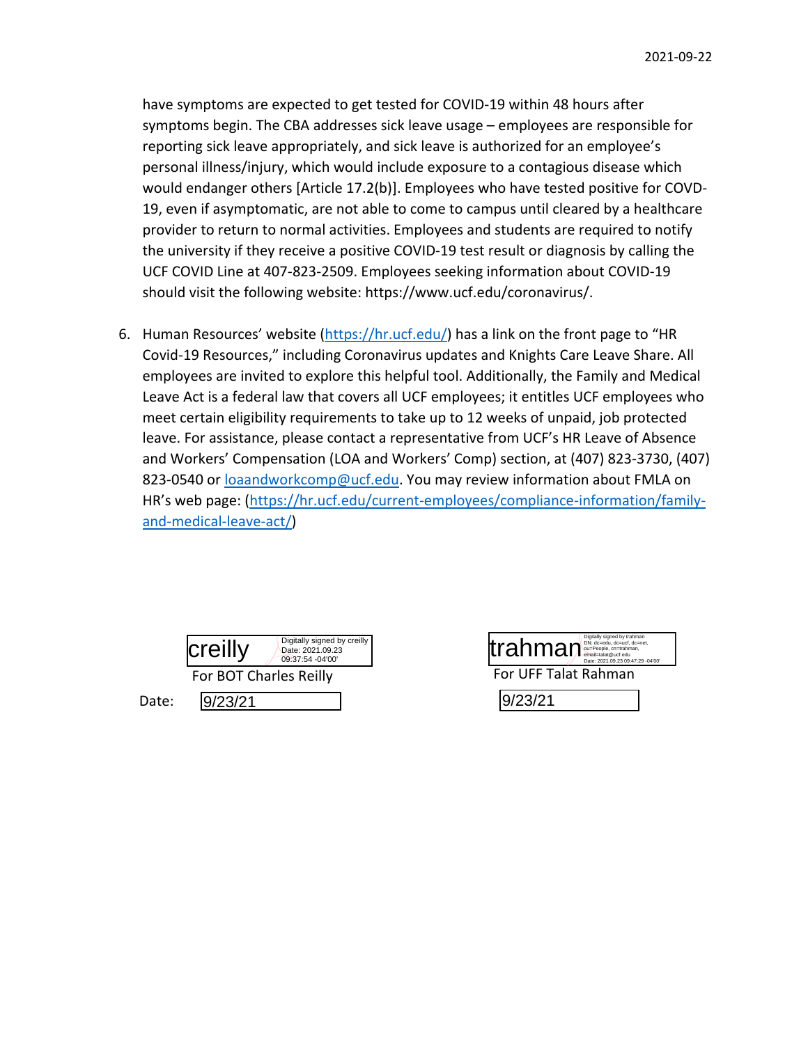have symptoms are expected to get tested for COVID-19 within 48 hours after symptoms begin. The CBA addresses sick leave usage – employees are responsible for reporting sick leave appropriately, and sick leave is authorized for an employee's personal illness/injury, which would include exposure to a contagious disease which would endanger others [Article 17.2(b)]. Employees who have tested positive for COVD-19, even if asymptomatic, are not able to come to campus until cleared by a healthcare provider to return to normal activities. Employees and students are required to notify the university if they receive a positive COVID-19 test result or diagnosis by calling the UCF COVID Line at 407-823-2509. Employees seeking information about COVID-19 should visit the following website: https://www.ucf.edu/coronavirus/.

6. Human Resources' website (https://hr.ucf.edu/) has a link on the front page to "HR Covid-19 Resources," including Coronavirus updates and Knights Care Leave Share. All employees are invited to explore this helpful tool. Additionally, the Family and Medical Leave Act is a federal law that covers all UCF employees; it entitles UCF employees who meet certain eligibility requirements to take up to 12 weeks of unpaid, job protected leave. For assistance, please contact a representative from UCF's HR Leave of Absence and Workers' Compensation (LOA and Workers' Comp) section, at (407) 823-3730, (407) 823-0540 or loaandworkcomp@ucf.edu. You may review information about FMLA on HR's web page: (https://hr.ucf.edu/current-employees/compliance-information/family-and-medical-leave-act/)

creilly — Digitally signed by creilly Date: 2021.09.23 09:37:54 -04'00'

For BOT Charles Reilly

Date: 9/23/21

trahman — Digitally signed by trahman DN: dc=edu, dc=ucf, dc=net, ou=People, cn=trahman, email=talat@ucf.edu Date: 2021.09.23 09:47:29 -04'00'

For UFF Talat Rahman

9/23/21